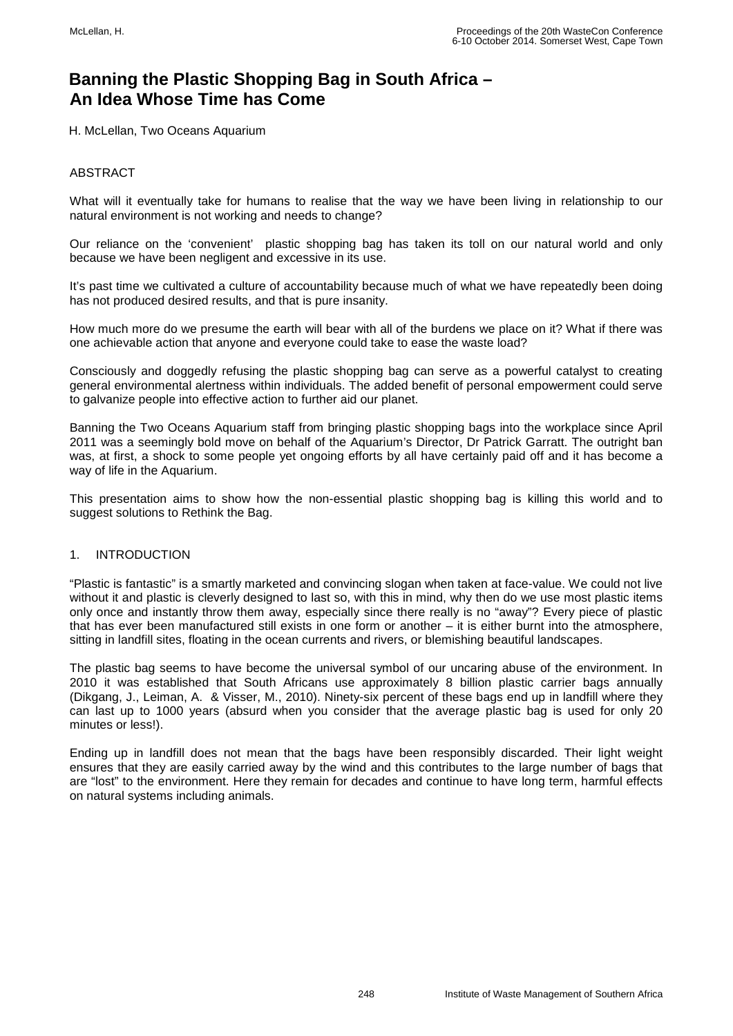# Banning the Plastic Shopping Bag in South Africa – An Idea Whose Time has Come

H. McLellan, Two Oceans Aquarium

## ABSTRACT

What will it eventually take for humans to realise that the way we have been living in relationship to our natural environment is not working and needs to change?

Our reliance on the 'convenient' plastic shopping bag has taken its toll on our natural world and only because we have been negligent and excessive in its use.

It's past time we cultivated a culture of accountability because much of what we have repeatedly been doing has not produced desired results, and that is pure insanity.

How much more do we presume the earth will bear with all of the burdens we place on it? What if there was one achievable action that anyone and everyone could take to ease the waste load?

Consciously and doggedly refusing the plastic shopping bag can serve as a powerful catalyst to creating general environmental alertness within individuals. The added benefit of personal empowerment could serve to galvanize people into effective action to further aid our planet.

Banning the Two Oceans Aquarium staff from bringing plastic shopping bags into the workplace since April 2011 was a seemingly bold move on behalf of the Aquarium's Director, Dr Patrick Garratt. The outright ban was, at first, a shock to some people yet ongoing efforts by all have certainly paid off and it has become a way of life in the Aquarium.

This presentation aims to show how the non-essential plastic shopping bag is killing this world and to suggest solutions to Rethink the Bag.

## 1. INTRODUCTION

"Plastic is fantastic" is a smartly marketed and convincing slogan when taken at face-value. We could not live without it and plastic is cleverly designed to last so, with this in mind, why then do we use most plastic items only once and instantly throw them away, especially since there really is no "away"? Every piece of plastic that has ever been manufactured still exists in one form or another – it is either burnt into the atmosphere, sitting in landfill sites, floating in the ocean currents and rivers, or blemishing beautiful landscapes.

The plastic bag seems to have become the universal symbol of our uncaring abuse of the environment. In 2010 it was established that South Africans use approximately 8 billion plastic carrier bags annually (Dikgang, J., Leiman, A. & Visser, M., 2010). Ninety-six percent of these bags end up in landfill where they can last up to 1000 years (absurd when you consider that the average plastic bag is used for only 20 minutes or less!).

Ending up in landfill does not mean that the bags have been responsibly discarded. Their light weight ensures that they are easily carried away by the wind and this contributes to the large number of bags that are "lost" to the environment. Here they remain for decades and continue to have long term, harmful effects on natural systems including animals.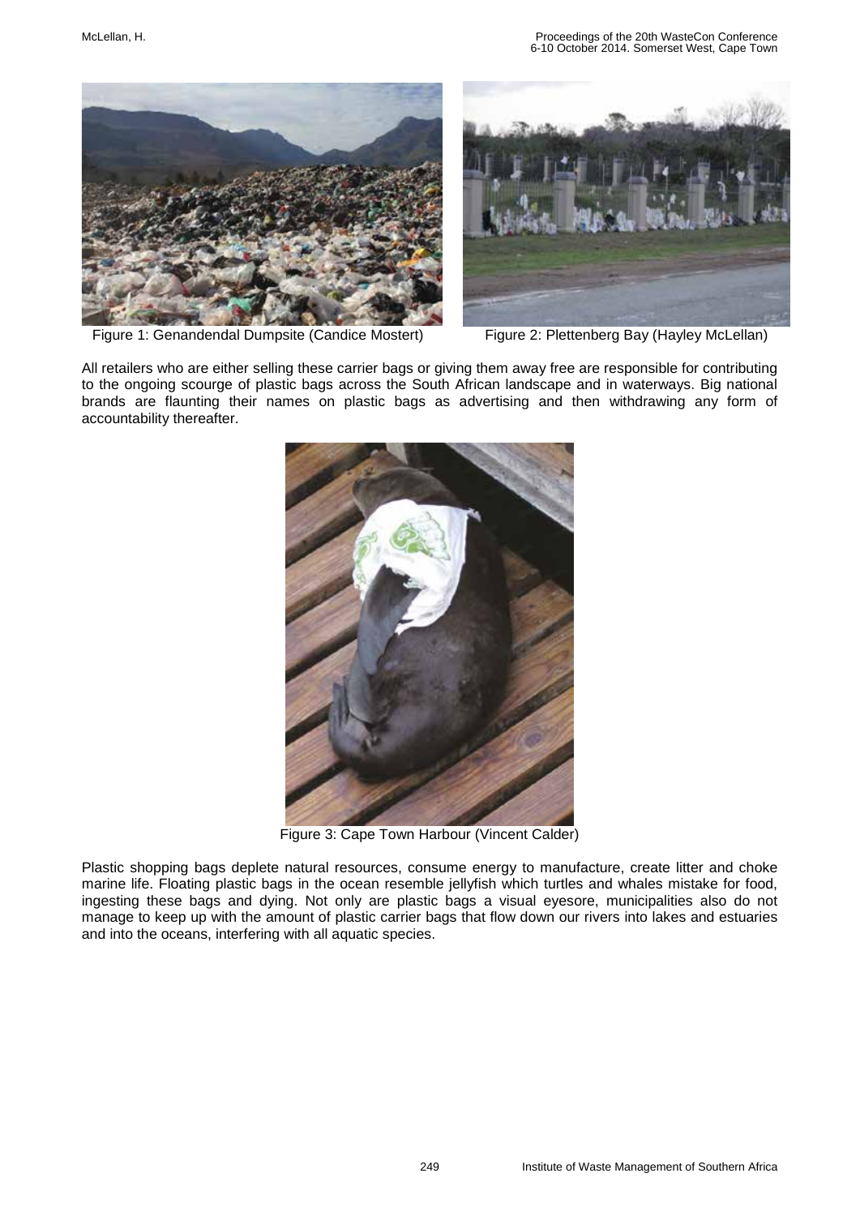Figure 1: Genandendal Dumpsite (Candice Mostert)

Figure 2: Plettenberg Bay (Hayley McLellan)

All retailers who are either selling these carrier bags or giving them away free are responsible for contributing to the ongoing scourge of plastic bags across the South African landscape and in waterways. Big national brands are flaunting their names on plastic bags as advertising and then withdrawing any form of accountability thereafter.

Figure 3: Cape Town Harbour (Vincent Calder)

Plastic shopping bags deplete natural resources, consume energy to manufacture, create litter and choke marine life. Floating plastic bags in the ocean resemble jellyfish which turtles and whales mistake for food, ingesting these bags and dying. Not only are plastic bags a visual eyesore, municipalities also do not manage to keep up with the amount of plastic carrier bags that flow down our rivers into lakes and estuaries and into the oceans, interfering with all aquatic species.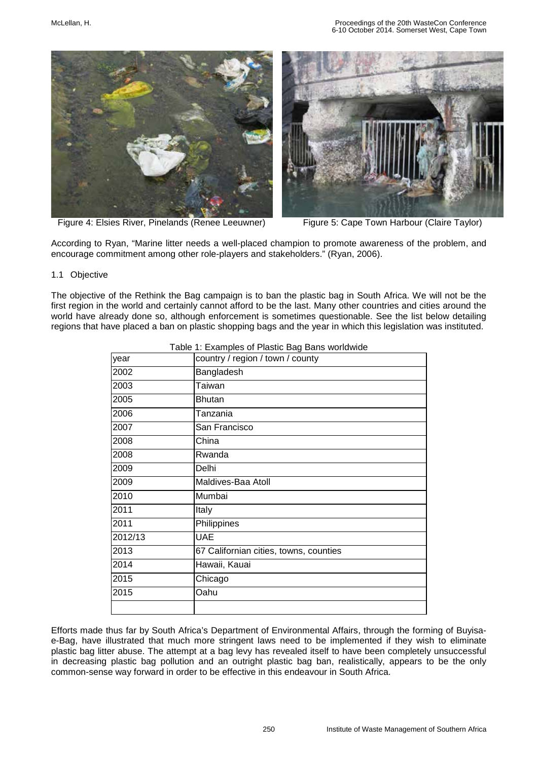Figure 4: Elsies River, Pinelands (Renee Leeuwner)

Figure 5: Cape Town Harbour (Claire Taylor)

According to Ryan, "Marine litter needs a well-placed champion to promote awareness of the problem, and encourage commitment among other role-players and stakeholders." (Ryan, 2006).

### 1.1 Objective

The objective of the Rethink the Bag campaign is to ban the plastic bag in South Africa. We will not be the first region in the world and certainly cannot afford to be the last. Many other countries and cities around the world have already done so, although enforcement is sometimes questionable. See the list below detailing regions that have placed a ban on plastic shopping bags and the year in which this legislation was instituted.

Table 1: Examples of Plastic Bag Bans worldwide

| year | country / region / town / county |
|---|---|
| 2002 | Bangladesh |
| 2003 | Taiwan |
| 2005 | Bhutan |
| 2006 | Tanzania |
| 2007 | San Francisco |
| 2008 | China |
| 2008 | Rwanda |
| 2009 | Delhi |
| 2009 | Maldives-Baa Atoll |
| 2010 | Mumbai |
| 2011 | Italy |
| 2011 | Philippines |
| 2012/13 | UAE |
| 2013 | 67 Californian cities, towns, counties |
| 2014 | Hawaii, Kauai |
| 2015 | Chicago |
| 2015 | Oahu |
| | |

Efforts made thus far by South Africa's Department of Environmental Affairs, through the forming of Buyisa-e-Bag, have illustrated that much more stringent laws need to be implemented if they wish to eliminate plastic bag litter abuse. The attempt at a bag levy has revealed itself to have been completely unsuccessful in decreasing plastic bag pollution and an outright plastic bag ban, realistically, appears to be the only common-sense way forward in order to be effective in this endeavour in South Africa.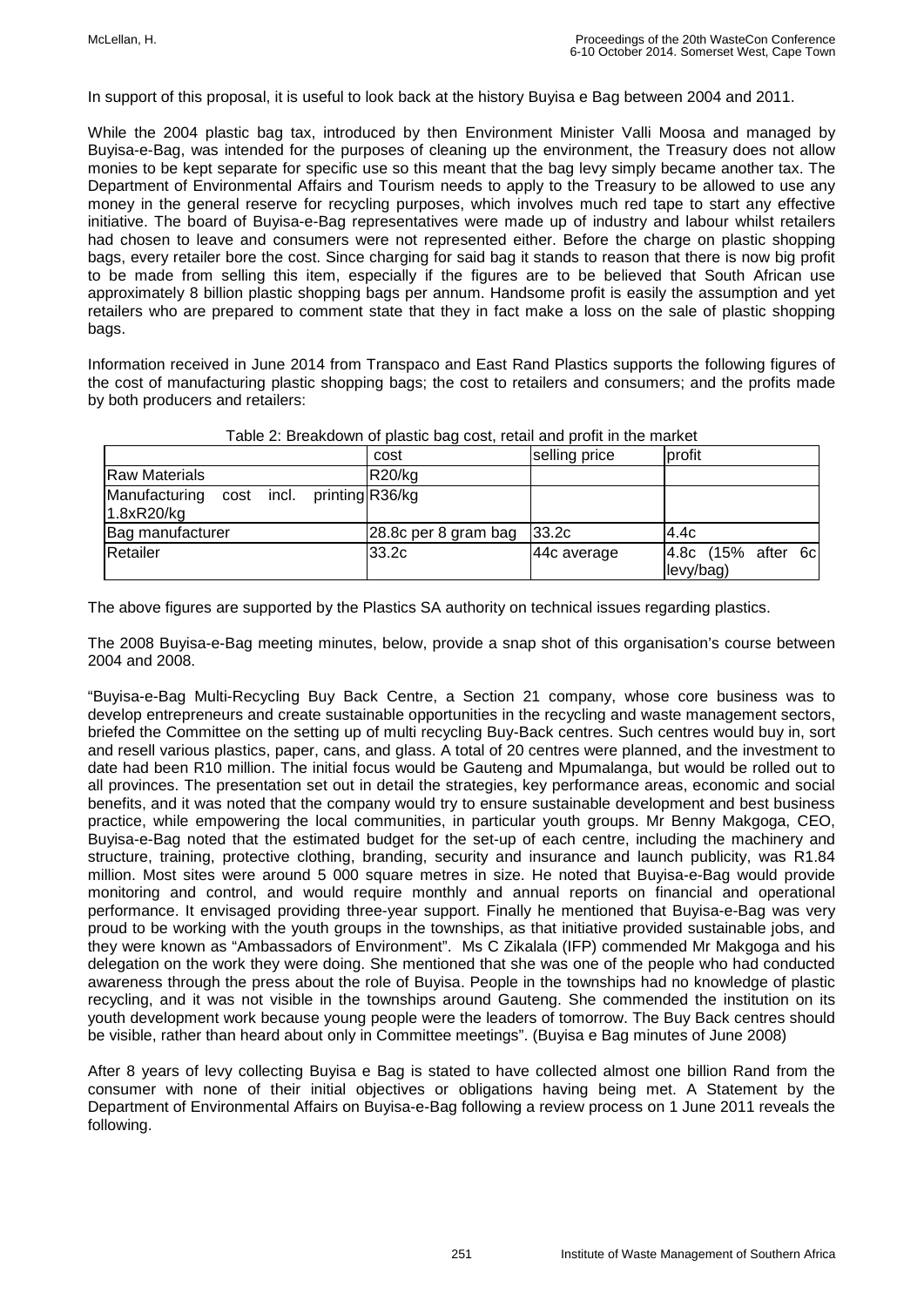In support of this proposal, it is useful to look back at the history Buyisa e Bag between 2004 and 2011.

While the 2004 plastic bag tax, introduced by then Environment Minister Valli Moosa and managed by Buyisa-e-Bag, was intended for the purposes of cleaning up the environment, the Treasury does not allow monies to be kept separate for specific use so this meant that the bag levy simply became another tax. The Department of Environmental Affairs and Tourism needs to apply to the Treasury to be allowed to use any money in the general reserve for recycling purposes, which involves much red tape to start any effective initiative. The board of Buyisa-e-Bag representatives were made up of industry and labour whilst retailers had chosen to leave and consumers were not represented either. Before the charge on plastic shopping bags, every retailer bore the cost. Since charging for said bag it stands to reason that there is now big profit to be made from selling this item, especially if the figures are to be believed that South African use approximately 8 billion plastic shopping bags per annum. Handsome profit is easily the assumption and yet retailers who are prepared to comment state that they in fact make a loss on the sale of plastic shopping bags.

Information received in June 2014 from Transpaco and East Rand Plastics supports the following figures of the cost of manufacturing plastic shopping bags; the cost to retailers and consumers; and the profits made by both producers and retailers:

Table 2: Breakdown of plastic bag cost, retail and profit in the market

| | cost | selling price | profit |
|---|---|---|---|
| Raw Materials | R20/kg | | |
| Manufacturing cost incl. printing 1.8xR20/kg | R36/kg | | |
| Bag manufacturer | 28.8c per 8 gram bag | 33.2c | 4.4c |
| Retailer | 33.2c | 44c average | 4.8c (15% after 6c levy/bag) |

The above figures are supported by the Plastics SA authority on technical issues regarding plastics.

The 2008 Buyisa-e-Bag meeting minutes, below, provide a snap shot of this organisation's course between 2004 and 2008.

"Buyisa-e-Bag Multi-Recycling Buy Back Centre, a Section 21 company, whose core business was to develop entrepreneurs and create sustainable opportunities in the recycling and waste management sectors, briefed the Committee on the setting up of multi recycling Buy-Back centres. Such centres would buy in, sort and resell various plastics, paper, cans, and glass. A total of 20 centres were planned, and the investment to date had been R10 million. The initial focus would be Gauteng and Mpumalanga, but would be rolled out to all provinces. The presentation set out in detail the strategies, key performance areas, economic and social benefits, and it was noted that the company would try to ensure sustainable development and best business practice, while empowering the local communities, in particular youth groups. Mr Benny Makgoga, CEO, Buyisa-e-Bag noted that the estimated budget for the set-up of each centre, including the machinery and structure, training, protective clothing, branding, security and insurance and launch publicity, was R1.84 million. Most sites were around 5 000 square metres in size. He noted that Buyisa-e-Bag would provide monitoring and control, and would require monthly and annual reports on financial and operational performance. It envisaged providing three-year support. Finally he mentioned that Buyisa-e-Bag was very proud to be working with the youth groups in the townships, as that initiative provided sustainable jobs, and they were known as "Ambassadors of Environment". Ms C Zikalala (IFP) commended Mr Makgoga and his delegation on the work they were doing. She mentioned that she was one of the people who had conducted awareness through the press about the role of Buyisa. People in the townships had no knowledge of plastic recycling, and it was not visible in the townships around Gauteng. She commended the institution on its youth development work because young people were the leaders of tomorrow. The Buy Back centres should be visible, rather than heard about only in Committee meetings". (Buyisa e Bag minutes of June 2008)

After 8 years of levy collecting Buyisa e Bag is stated to have collected almost one billion Rand from the consumer with none of their initial objectives or obligations having being met. A Statement by the Department of Environmental Affairs on Buyisa-e-Bag following a review process on 1 June 2011 reveals the following.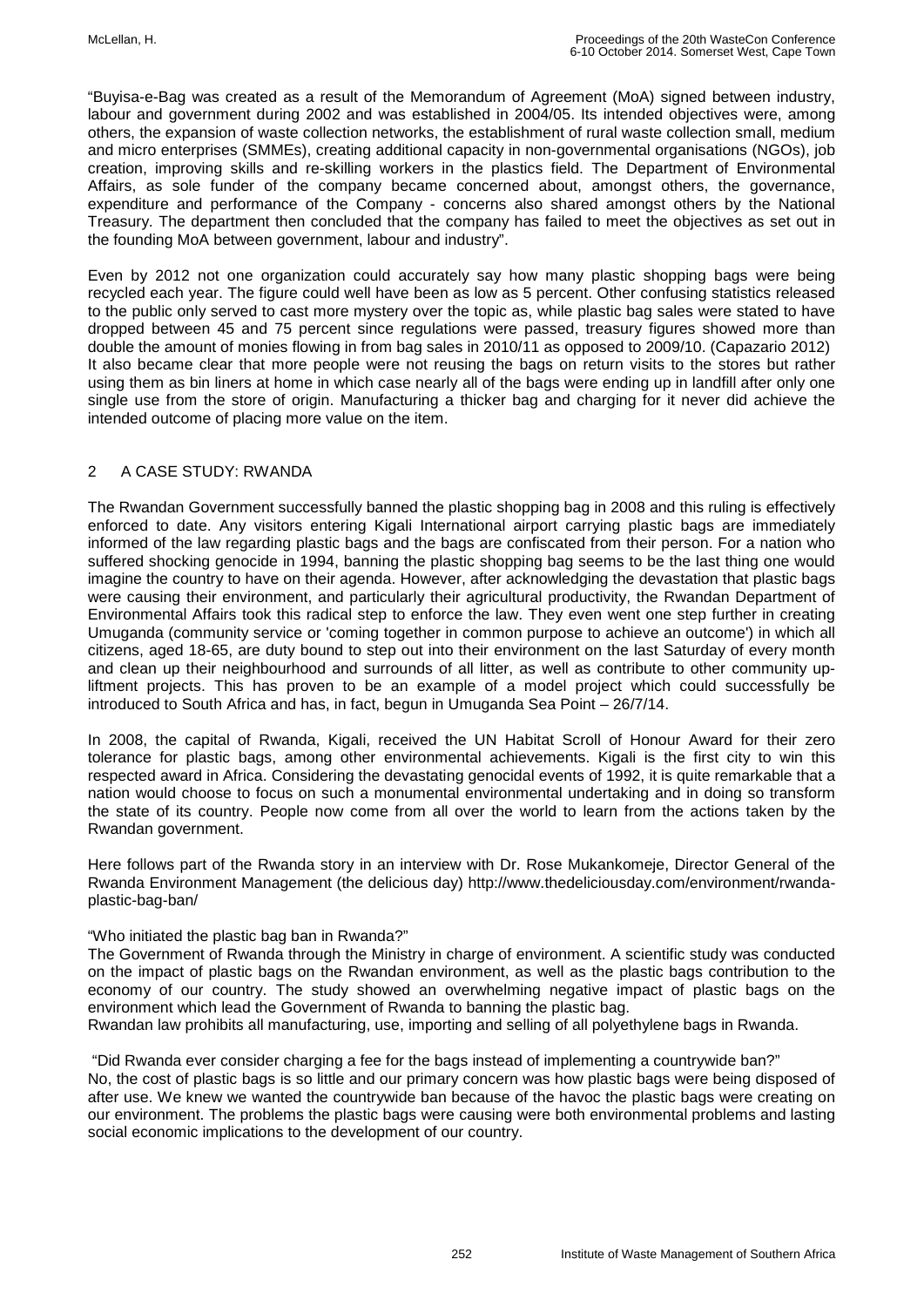"Buyisa-e-Bag was created as a result of the Memorandum of Agreement (MoA) signed between industry, labour and government during 2002 and was established in 2004/05. Its intended objectives were, among others, the expansion of waste collection networks, the establishment of rural waste collection small, medium and micro enterprises (SMMEs), creating additional capacity in non-governmental organisations (NGOs), job creation, improving skills and re-skilling workers in the plastics field. The Department of Environmental Affairs, as sole funder of the company became concerned about, amongst others, the governance, expenditure and performance of the Company - concerns also shared amongst others by the National Treasury. The department then concluded that the company has failed to meet the objectives as set out in the founding MoA between government, labour and industry".

Even by 2012 not one organization could accurately say how many plastic shopping bags were being recycled each year. The figure could well have been as low as 5 percent. Other confusing statistics released to the public only served to cast more mystery over the topic as, while plastic bag sales were stated to have dropped between 45 and 75 percent since regulations were passed, treasury figures showed more than double the amount of monies flowing in from bag sales in 2010/11 as opposed to 2009/10. (Capazario 2012) It also became clear that more people were not reusing the bags on return visits to the stores but rather using them as bin liners at home in which case nearly all of the bags were ending up in landfill after only one single use from the store of origin. Manufacturing a thicker bag and charging for it never did achieve the intended outcome of placing more value on the item.

## 2 A CASE STUDY: RWANDA

The Rwandan Government successfully banned the plastic shopping bag in 2008 and this ruling is effectively enforced to date. Any visitors entering Kigali International airport carrying plastic bags are immediately informed of the law regarding plastic bags and the bags are confiscated from their person. For a nation who suffered shocking genocide in 1994, banning the plastic shopping bag seems to be the last thing one would imagine the country to have on their agenda. However, after acknowledging the devastation that plastic bags were causing their environment, and particularly their agricultural productivity, the Rwandan Department of Environmental Affairs took this radical step to enforce the law. They even went one step further in creating Umuganda (community service or 'coming together in common purpose to achieve an outcome') in which all citizens, aged 18-65, are duty bound to step out into their environment on the last Saturday of every month and clean up their neighbourhood and surrounds of all litter, as well as contribute to other community up-liftment projects. This has proven to be an example of a model project which could successfully be introduced to South Africa and has, in fact, begun in Umuganda Sea Point – 26/7/14.

In 2008, the capital of Rwanda, Kigali, received the UN Habitat Scroll of Honour Award for their zero tolerance for plastic bags, among other environmental achievements. Kigali is the first city to win this respected award in Africa. Considering the devastating genocidal events of 1992, it is quite remarkable that a nation would choose to focus on such a monumental environmental undertaking and in doing so transform the state of its country. People now come from all over the world to learn from the actions taken by the Rwandan government.

Here follows part of the Rwanda story in an interview with Dr. Rose Mukankomeje, Director General of the Rwanda Environment Management (the delicious day) http://www.thedeliciousday.com/environment/rwanda-plastic-bag-ban/

"Who initiated the plastic bag ban in Rwanda?"

The Government of Rwanda through the Ministry in charge of environment. A scientific study was conducted on the impact of plastic bags on the Rwandan environment, as well as the plastic bags contribution to the economy of our country. The study showed an overwhelming negative impact of plastic bags on the environment which lead the Government of Rwanda to banning the plastic bag.

Rwandan law prohibits all manufacturing, use, importing and selling of all polyethylene bags in Rwanda.

"Did Rwanda ever consider charging a fee for the bags instead of implementing a countrywide ban?"

No, the cost of plastic bags is so little and our primary concern was how plastic bags were being disposed of after use. We knew we wanted the countrywide ban because of the havoc the plastic bags were creating on our environment. The problems the plastic bags were causing were both environmental problems and lasting social economic implications to the development of our country.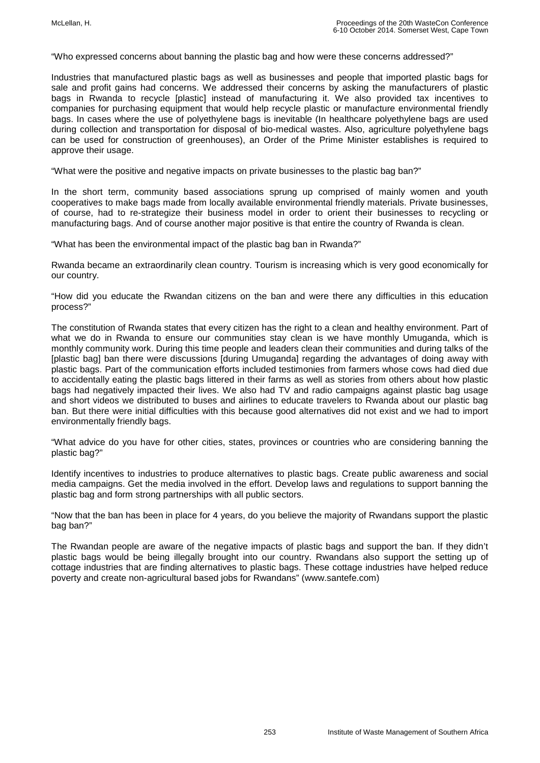“Who expressed concerns about banning the plastic bag and how were these concerns addressed?”

Industries that manufactured plastic bags as well as businesses and people that imported plastic bags for sale and profit gains had concerns. We addressed their concerns by asking the manufacturers of plastic bags in Rwanda to recycle [plastic] instead of manufacturing it. We also provided tax incentives to companies for purchasing equipment that would help recycle plastic or manufacture environmental friendly bags. In cases where the use of polyethylene bags is inevitable (In healthcare polyethylene bags are used during collection and transportation for disposal of bio-medical wastes. Also, agriculture polyethylene bags can be used for construction of greenhouses), an Order of the Prime Minister establishes is required to approve their usage.

“What were the positive and negative impacts on private businesses to the plastic bag ban?”

In the short term, community based associations sprung up comprised of mainly women and youth cooperatives to make bags made from locally available environmental friendly materials. Private businesses, of course, had to re-strategize their business model in order to orient their businesses to recycling or manufacturing bags. And of course another major positive is that entire the country of Rwanda is clean.

“What has been the environmental impact of the plastic bag ban in Rwanda?”

Rwanda became an extraordinarily clean country. Tourism is increasing which is very good economically for our country.

“How did you educate the Rwandan citizens on the ban and were there any difficulties in this education process?”

The constitution of Rwanda states that every citizen has the right to a clean and healthy environment. Part of what we do in Rwanda to ensure our communities stay clean is we have monthly Umuganda, which is monthly community work. During this time people and leaders clean their communities and during talks of the [plastic bag] ban there were discussions [during Umuganda] regarding the advantages of doing away with plastic bags. Part of the communication efforts included testimonies from farmers whose cows had died due to accidentally eating the plastic bags littered in their farms as well as stories from others about how plastic bags had negatively impacted their lives. We also had TV and radio campaigns against plastic bag usage and short videos we distributed to buses and airlines to educate travelers to Rwanda about our plastic bag ban. But there were initial difficulties with this because good alternatives did not exist and we had to import environmentally friendly bags.

“What advice do you have for other cities, states, provinces or countries who are considering banning the plastic bag?”

Identify incentives to industries to produce alternatives to plastic bags. Create public awareness and social media campaigns. Get the media involved in the effort. Develop laws and regulations to support banning the plastic bag and form strong partnerships with all public sectors.

“Now that the ban has been in place for 4 years, do you believe the majority of Rwandans support the plastic bag ban?”

The Rwandan people are aware of the negative impacts of plastic bags and support the ban. If they didn’t plastic bags would be being illegally brought into our country. Rwandans also support the setting up of cottage industries that are finding alternatives to plastic bags. These cottage industries have helped reduce poverty and create non-agricultural based jobs for Rwandans” (www.santefe.com)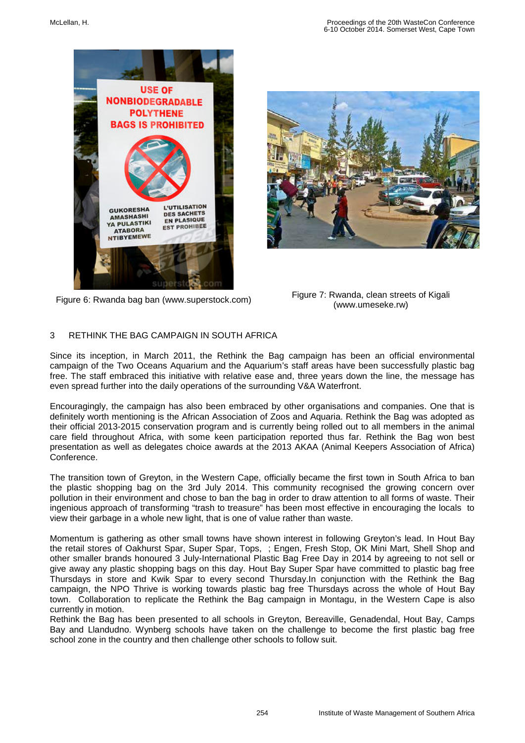Figure 6: Rwanda bag ban (www.superstock.com)

Figure 7: Rwanda, clean streets of Kigali (www.umeseke.rw)

## 3 RETHINK THE BAG CAMPAIGN IN SOUTH AFRICA

Since its inception, in March 2011, the Rethink the Bag campaign has been an official environmental campaign of the Two Oceans Aquarium and the Aquarium's staff areas have been successfully plastic bag free. The staff embraced this initiative with relative ease and, three years down the line, the message has even spread further into the daily operations of the surrounding V&A Waterfront.

Encouragingly, the campaign has also been embraced by other organisations and companies. One that is definitely worth mentioning is the African Association of Zoos and Aquaria. Rethink the Bag was adopted as their official 2013-2015 conservation program and is currently being rolled out to all members in the animal care field throughout Africa, with some keen participation reported thus far. Rethink the Bag won best presentation as well as delegates choice awards at the 2013 AKAA (Animal Keepers Association of Africa) Conference.

The transition town of Greyton, in the Western Cape, officially became the first town in South Africa to ban the plastic shopping bag on the 3rd July 2014. This community recognised the growing concern over pollution in their environment and chose to ban the bag in order to draw attention to all forms of waste. Their ingenious approach of transforming "trash to treasure" has been most effective in encouraging the locals to view their garbage in a whole new light, that is one of value rather than waste.

Momentum is gathering as other small towns have shown interest in following Greyton's lead. In Hout Bay the retail stores of Oakhurst Spar, Super Spar, Tops, ; Engen, Fresh Stop, OK Mini Mart, Shell Shop and other smaller brands honoured 3 July-International Plastic Bag Free Day in 2014 by agreeing to not sell or give away any plastic shopping bags on this day. Hout Bay Super Spar have committed to plastic bag free Thursdays in store and Kwik Spar to every second Thursday.In conjunction with the Rethink the Bag campaign, the NPO Thrive is working towards plastic bag free Thursdays across the whole of Hout Bay town. Collaboration to replicate the Rethink the Bag campaign in Montagu, in the Western Cape is also currently in motion.

Rethink the Bag has been presented to all schools in Greyton, Bereaville, Genadendal, Hout Bay, Camps Bay and Llandudno. Wynberg schools have taken on the challenge to become the first plastic bag free school zone in the country and then challenge other schools to follow suit.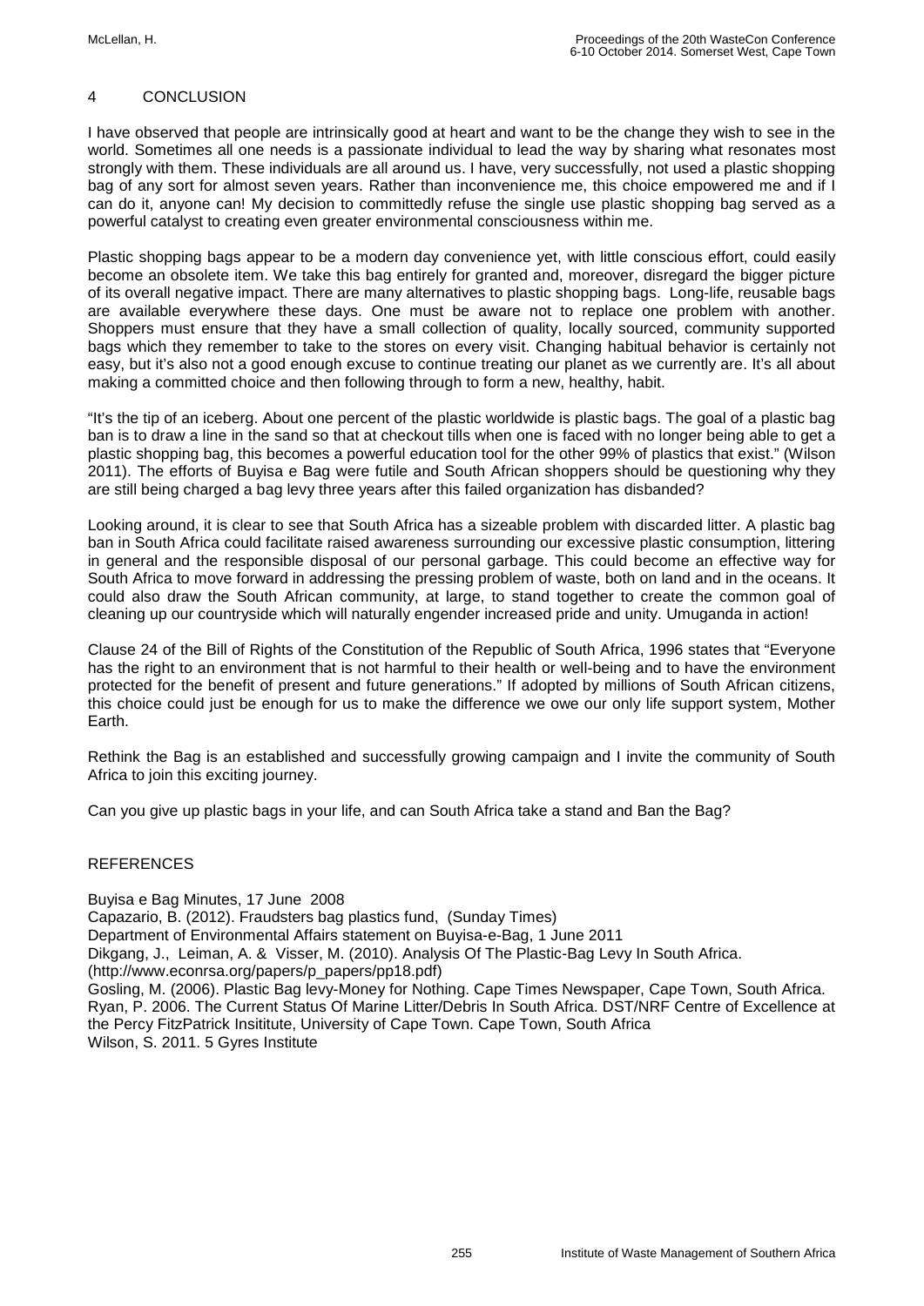## 4 CONCLUSION

I have observed that people are intrinsically good at heart and want to be the change they wish to see in the world. Sometimes all one needs is a passionate individual to lead the way by sharing what resonates most strongly with them. These individuals are all around us. I have, very successfully, not used a plastic shopping bag of any sort for almost seven years. Rather than inconvenience me, this choice empowered me and if I can do it, anyone can! My decision to committedly refuse the single use plastic shopping bag served as a powerful catalyst to creating even greater environmental consciousness within me.

Plastic shopping bags appear to be a modern day convenience yet, with little conscious effort, could easily become an obsolete item. We take this bag entirely for granted and, moreover, disregard the bigger picture of its overall negative impact. There are many alternatives to plastic shopping bags. Long-life, reusable bags are available everywhere these days. One must be aware not to replace one problem with another. Shoppers must ensure that they have a small collection of quality, locally sourced, community supported bags which they remember to take to the stores on every visit. Changing habitual behavior is certainly not easy, but it's also not a good enough excuse to continue treating our planet as we currently are. It's all about making a committed choice and then following through to form a new, healthy, habit.

"It's the tip of an iceberg. About one percent of the plastic worldwide is plastic bags. The goal of a plastic bag ban is to draw a line in the sand so that at checkout tills when one is faced with no longer being able to get a plastic shopping bag, this becomes a powerful education tool for the other 99% of plastics that exist." (Wilson 2011). The efforts of Buyisa e Bag were futile and South African shoppers should be questioning why they are still being charged a bag levy three years after this failed organization has disbanded?

Looking around, it is clear to see that South Africa has a sizeable problem with discarded litter. A plastic bag ban in South Africa could facilitate raised awareness surrounding our excessive plastic consumption, littering in general and the responsible disposal of our personal garbage. This could become an effective way for South Africa to move forward in addressing the pressing problem of waste, both on land and in the oceans. It could also draw the South African community, at large, to stand together to create the common goal of cleaning up our countryside which will naturally engender increased pride and unity. Umuganda in action!

Clause 24 of the Bill of Rights of the Constitution of the Republic of South Africa, 1996 states that "Everyone has the right to an environment that is not harmful to their health or well-being and to have the environment protected for the benefit of present and future generations." If adopted by millions of South African citizens, this choice could just be enough for us to make the difference we owe our only life support system, Mother Earth.

Rethink the Bag is an established and successfully growing campaign and I invite the community of South Africa to join this exciting journey.

Can you give up plastic bags in your life, and can South Africa take a stand and Ban the Bag?

## REFERENCES

Buyisa e Bag Minutes, 17 June 2008

Capazario, B. (2012). Fraudsters bag plastics fund, (Sunday Times)

Department of Environmental Affairs statement on Buyisa-e-Bag, 1 June 2011

Dikgang, J., Leiman, A. & Visser, M. (2010). Analysis Of The Plastic-Bag Levy In South Africa. (http://www.econrsa.org/papers/p_papers/pp18.pdf)

Gosling, M. (2006). Plastic Bag levy-Money for Nothing. Cape Times Newspaper, Cape Town, South Africa.

Ryan, P. 2006. The Current Status Of Marine Litter/Debris In South Africa. DST/NRF Centre of Excellence at the Percy FitzPatrick Insititute, University of Cape Town. Cape Town, South Africa

Wilson, S. 2011. 5 Gyres Institute